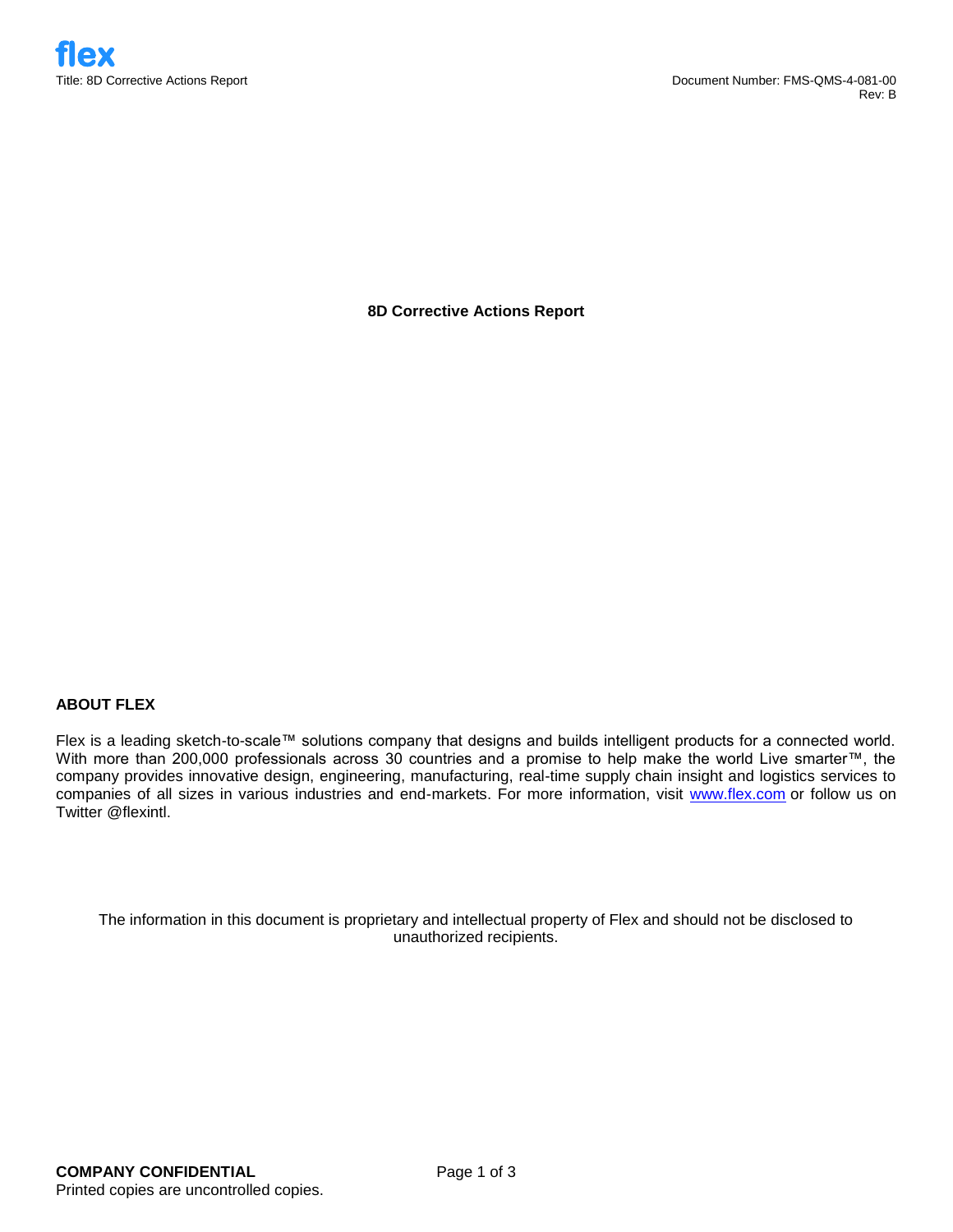# 8D Corrective Actions Report

## ABOUT FLEX

Flex is a leading sketch-to-scale™ solutions company that designs and builds intelligent products for a connected world. With more than 200,000 professionals across 30 countries and a promise to help make the world Live smarter™, the company provides innovative design, engineering, manufacturing, real-time supply chain insight and logistics services to companies of all sizes in various industries and end-markets. For more information, visit www.flex.com or follow us on Twitter @flexintl.

The information in this document is proprietary and intellectual property of Flex and should not be disclosed to unauthorized recipients.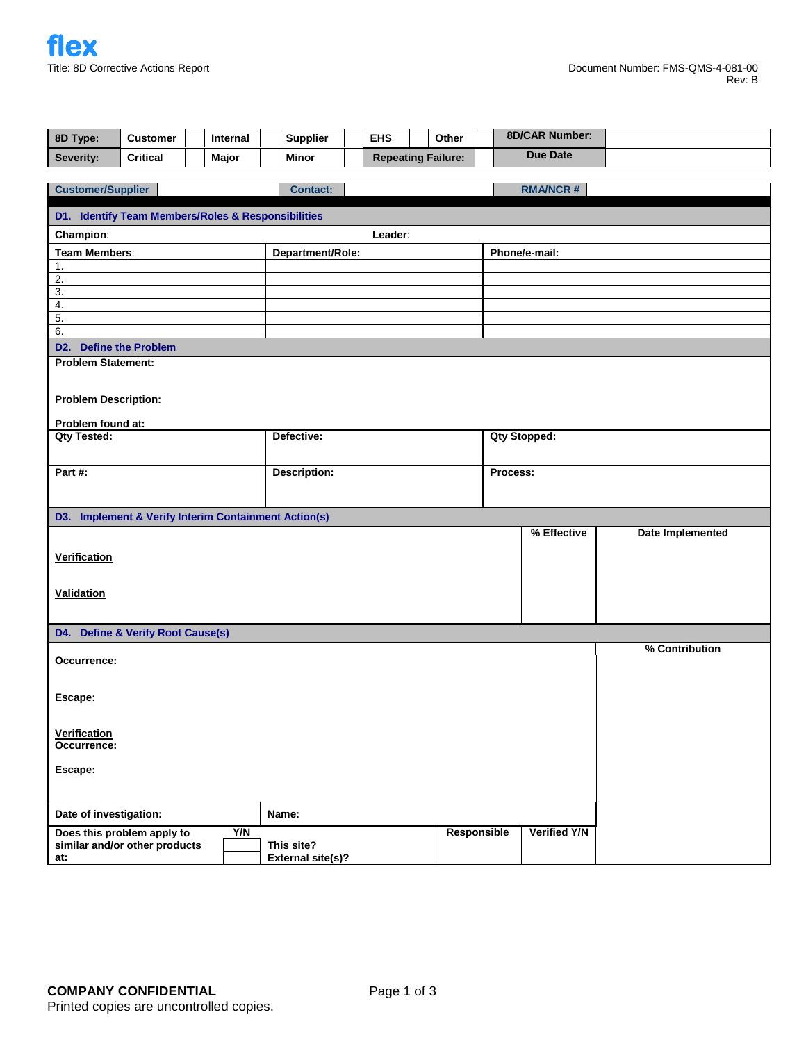**flex**

Title: 8D Corrective Actions Report

Document Number: FMS-QMS-4-081-00
Rev: B

| 8D Type: | Customer | | Internal | | Supplier | | EHS | | Other | | 8D/CAR Number: | |
|---|---|---|---|---|---|---|---|---|---|---|---|---|
| Severity: | Critical | | Major | | Minor | | Repeating Failure: | | | | Due Date | |

| Customer/Supplier | | Contact: | | RMA/NCR # | |
|---|---|---|---|---|---|

## D1. Identify Team Members/Roles & Responsibilities

**Champion**: **Leader**:

| Team Members: | Department/Role: | Phone/e-mail: |
|---|---|---|
| 1. | | |
| 2. | | |
| 3. | | |
| 4. | | |
| 5. | | |
| 6. | | |

## D2. Define the Problem

**Problem Statement:**

**Problem Description:**

**Problem found at:**

| Qty Tested: | Defective: | Qty Stopped: |
|---|---|---|
| **Part #:** | **Description:** | **Process:** |

## D3. Implement & Verify Interim Containment Action(s)

| | % Effective | Date Implemented |
|---|---|---|
| <u>Verification</u> | | |
| <u>Validation</u> | | |

## D4. Define & Verify Root Cause(s)

| | % Contribution |
|---|---|
| **Occurrence:** | |
| **Escape:** | |
| <u>Verification</u> **Occurrence:** | |
| **Escape:** | |

| Date of investigation: | Name: | | |
|---|---|---|---|

| Does this problem apply to similar and/or other products at: | Y/N | | Responsible | Verified Y/N |
|---|---|---|---|---|
| | | This site? | | |
| | | External site(s)? | | |

**COMPANY CONFIDENTIAL**
Printed copies are uncontrolled copies.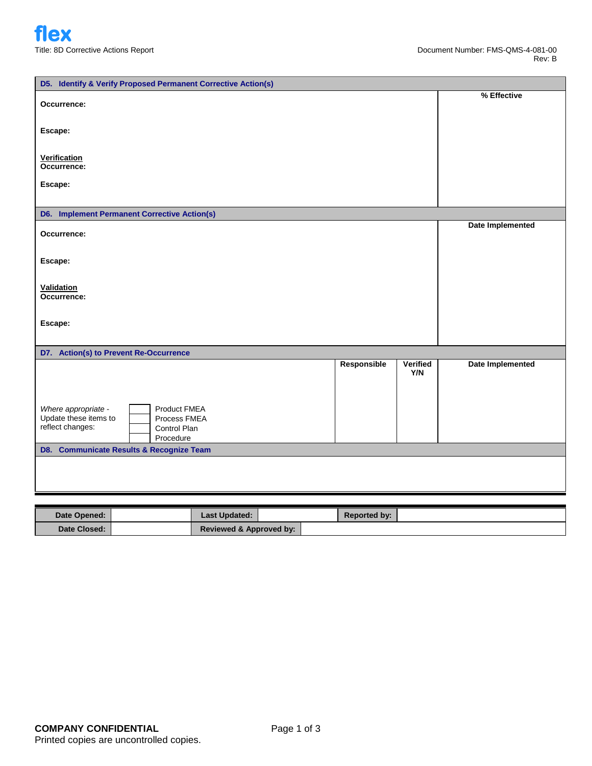flex

Title: 8D Corrective Actions Report

Document Number: FMS-QMS-4-081-00
Rev: B

## D5. Identify & Verify Proposed Permanent Corrective Action(s)

| | % Effective |
|---|---|
| **Occurrence:** | |
| **Escape:** | |
| <u>**Verification**</u><br>**Occurrence:** | |
| **Escape:** | |

## D6. Implement Permanent Corrective Action(s)

| | Date Implemented |
|---|---|
| **Occurrence:** | |
| **Escape:** | |
| <u>**Validation**</u><br>**Occurrence:** | |
| **Escape:** | |

## D7. Action(s) to Prevent Re-Occurrence

| | Responsible | Verified Y/N | Date Implemented |
|---|---|---|---|
| | | | |

*Where appropriate -* Update these items to reflect changes:

- [ ] Product FMEA
- [ ] Process FMEA
- [ ] Control Plan
- [ ] Procedure

## D8. Communicate Results & Recognize Team

| | | | | | |
|---|---|---|---|---|---|
| **Date Opened:** | | **Last Updated:** | | **Reported by:** | |
| **Date Closed:** | | **Reviewed & Approved by:** | | | |

**COMPANY CONFIDENTIAL**
Printed copies are uncontrolled copies.